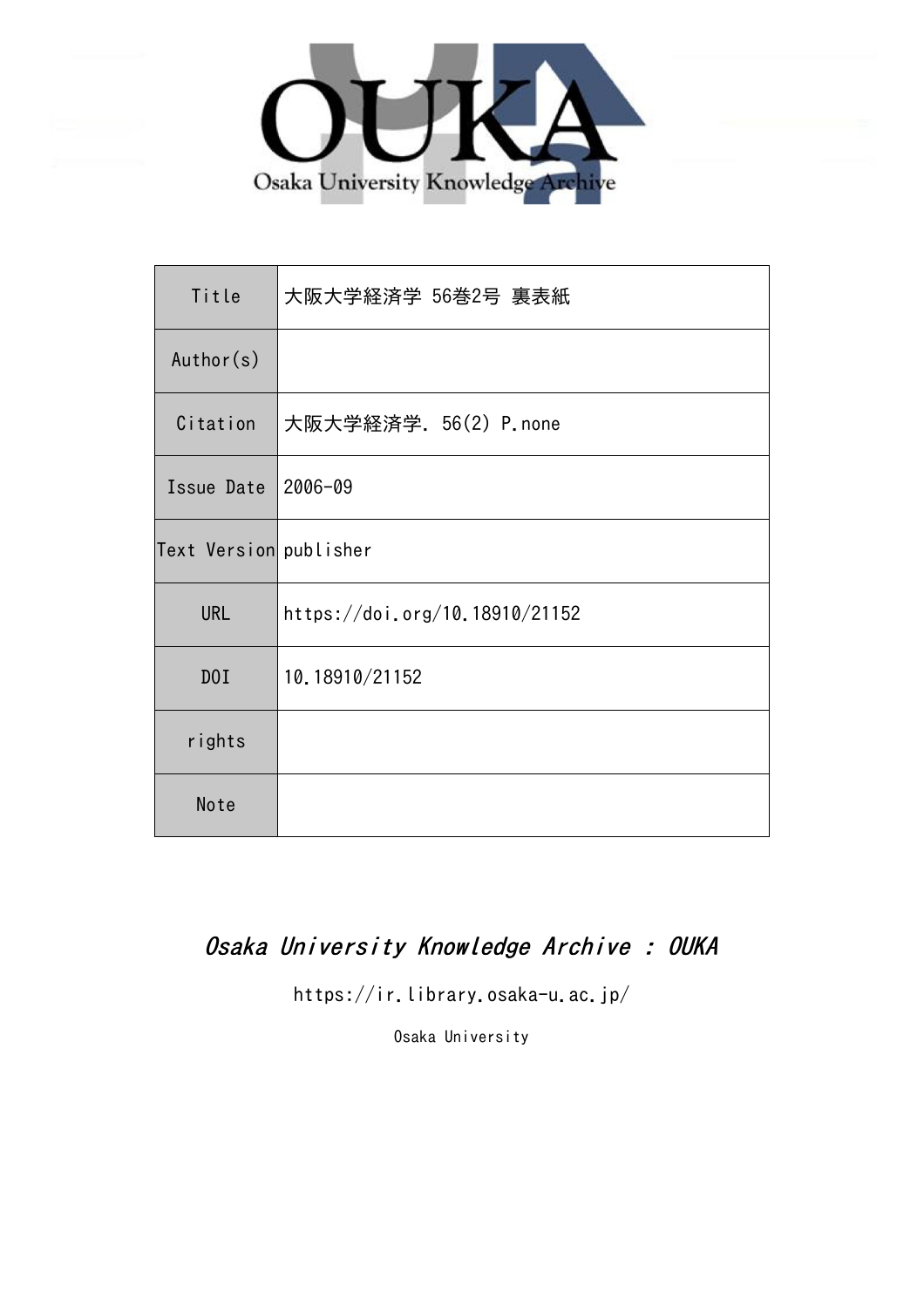OUKA

Osaka University Knowledge Archive

| Title | 大阪大学経済学 56巻2号 裏表紙 |
| --- | --- |
| Author(s) | |
| Citation | 大阪大学経済学. 56(2) P.none |
| Issue Date | 2006-09 |
| Text Version | publisher |
| URL | https://doi.org/10.18910/21152 |
| DOI | 10.18910/21152 |
| rights | |
| Note | |

*Osaka University Knowledge Archive : OUKA*

https://ir.library.osaka-u.ac.jp/

Osaka University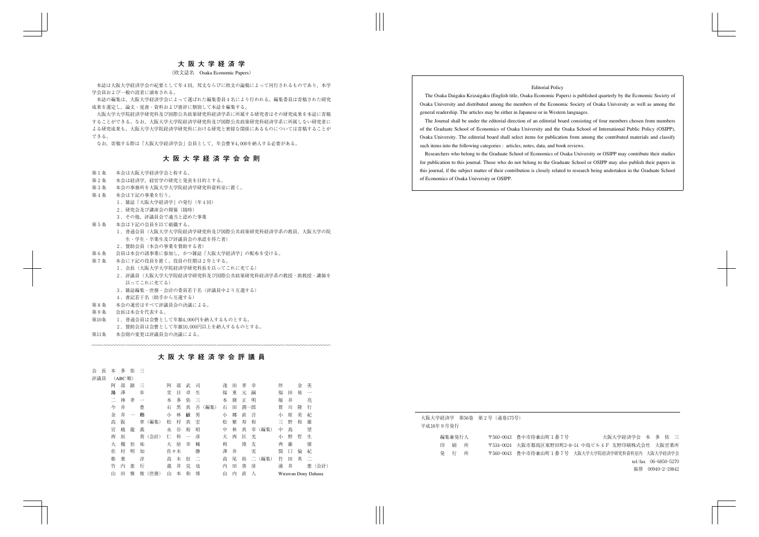# 大阪大学経済学

（欧文誌名　Osaka Economic Papers）

本誌は大阪大学経済学会の紀要として年４回，邦文ならびに欧文の論稿によって刊行されるものであり，本学会員および一般の読者に頒布される。

本誌の編集は，大阪大学経済学会によって選ばれた編集委員４名により行われる。編集委員は寄稿された研究成果を選定し，論文・覚書・資料および書評に類別して本誌を編集する。

大阪大学大学院経済学研究科及び国際公共政策研究科経済学系に所属する研究者はその研究成果を本誌に寄稿することができる。なお，大阪大学大学院経済学研究科及び国際公共政策研究科経済学系に所属しない研究者による研究成果も，大阪大学大学院経済学研究科における研究と密接な関係にあるものについては寄稿することができる。

なお，寄稿する際は「大阪大学経済学会」会員として，年会費￥4,000を納入する必要がある。

## 大阪大学経済学会会則

第１条　本会は大阪大学経済学会と称する。

第２条　本会は経済学，経営学の研究と発表を目的とする。

第３条　本会の事務所を大阪大学大学院経済学研究科資料室に置く。

第４条　本会は下記の事業を行う。
- １．雑誌「大阪大学経済学」の発行（年４回）
- ２．研究会及び講演会の開催（随時）
- ３．その他，評議員会で適当と認めた事業

第５条　本会は下記の会員を以て組織する。
- １．普通会員（大阪大学大学院経済学研究科及び国際公共政策研究科経済学系の教員，大阪大学の院生・学生・卒業生及び評議員会の承認を得た者）
- ２．賛助会員（本会の事業を賛助する者）

第６条　会員は本会の諸事業に参加し，かつ雑誌「大阪大学経済学」の配布を受ける。

第７条　本会に下記の役員を置く。役員の任期は２年とする。
- １．会長（大阪大学大学院経済学研究科長を以ってこれに充てる）
- ２．評議員（大阪大学大学院経済学研究科及び国際公共政策研究科経済学系の教授・助教授・講師を以ってこれに充てる）
- ３．雑誌編集・庶務・会計の委員若干名（評議員中より互選する）
- ４．書記若干名（助手から互選する）

第８条　本会の運営はすべて評議員会の決議による。

第９条　会長は本会を代表する。

第10条　１．普通会員は会費として年額4,000円を納入するものとする。
- ２．賛助会員は会費として年額10,000円以上を納入するものとする。

第11条　本会則の変更は評議員会の決議による。

## 大阪大学経済学会評議員

会長　本多佑三

評議員　（ABC順）

| | | | |
|---|---|---|---|
| 阿部顕三 | 阿部武司 | 淺田孝幸 | 伴　金美 |
| 鵜澤　歩 | 堂目卓生 | 福重元嗣 | 福田祐一 |
| 二神孝一 | 本多佑三 | 本間正明 | 堀井　亮 |
| 今井　豊 | 石黒真吾（編集） | 石田潤一郎 | 賀川隆行 |
| 金井一頼 | 小林敏男 | 小郷直言 | 小原美紀 |
| 高阪　章（編集） | 松村真宏 | 松繁寿和 | 三野和雄 |
| 宮越龍義 | 永谷裕昭 | 中林真幸（編集） | 中島　望 |
| 西垣　癸（会計） | 仁科一彦 | 大西匡光 | 小野哲生 |
| 大槻恒裕 | 大屋幸輔 | 利　博友 | 齊藤　備 |
| 佐村明知 | 佐々木　勝 | 澤井　実 | 関口倫紀 |
| 椎葉　淳 | 高木信二 | 高尾裕二（編集） | 竹田英二 |
| 竹内惠行 | 瀧井克也 | 内田善彦 | 浦井　憲（会計） |
| 山田雅俊（庶務） | 山本和博 | 山内直人 | Wirawan Dony Dahana |

---

Editorial Policy

The Osaka Daigaku Keizaigaku (English title, Osaka Economic Papers) is published quarterly by the Economic Society of Osaka University and distributed among the members of the Economic Society of Osaka University as well as among the general readership. The articles may be either in Japanese or in Western languages.

The Journal shall be under the editorial direction of an editorial board consisting of four members chosen from members of the Graduate School of Economics of Osaka University and the Osaka School of International Public Policy (OSIPP), Osaka University. The editorial board shall select items for publication from among the contributed materials and classify such items into the following categories : articles, notes, data, and book reviews.

Researchers who belong to the Graduate School of Economics of Osaka University or OSIPP may contribute their studies for publication to this journal. Those who do not belong to the Graduate School or OSIPP may also publish their papers in this journal, if the subject matter of their contribution is closely related to research being undertaken in the Graduate School of Economics of Osaka University or OSIPP.

---

大阪大学経済学　第56巻　第２号（通巻175号）
平成18年９月発行

| | | |
|---|---|---|
| 編集兼発行人 | 〒560-0043　豊中市待兼山町１番７号 | 大阪大学経済学会　本多佑三 |
| 印刷所 | 〒534-0024　大阪市都島区東野田町2-8-14 中島ビル４Ｆ | 友野印刷株式会社　大阪営業所 |
| 発行所 | 〒560-0043　豊中市待兼山町１番７号 | 大阪大学大学院経済学研究科資料室内　大阪大学経済学会 |

tel/fax　06-6850-5270
振替　00940-2-19842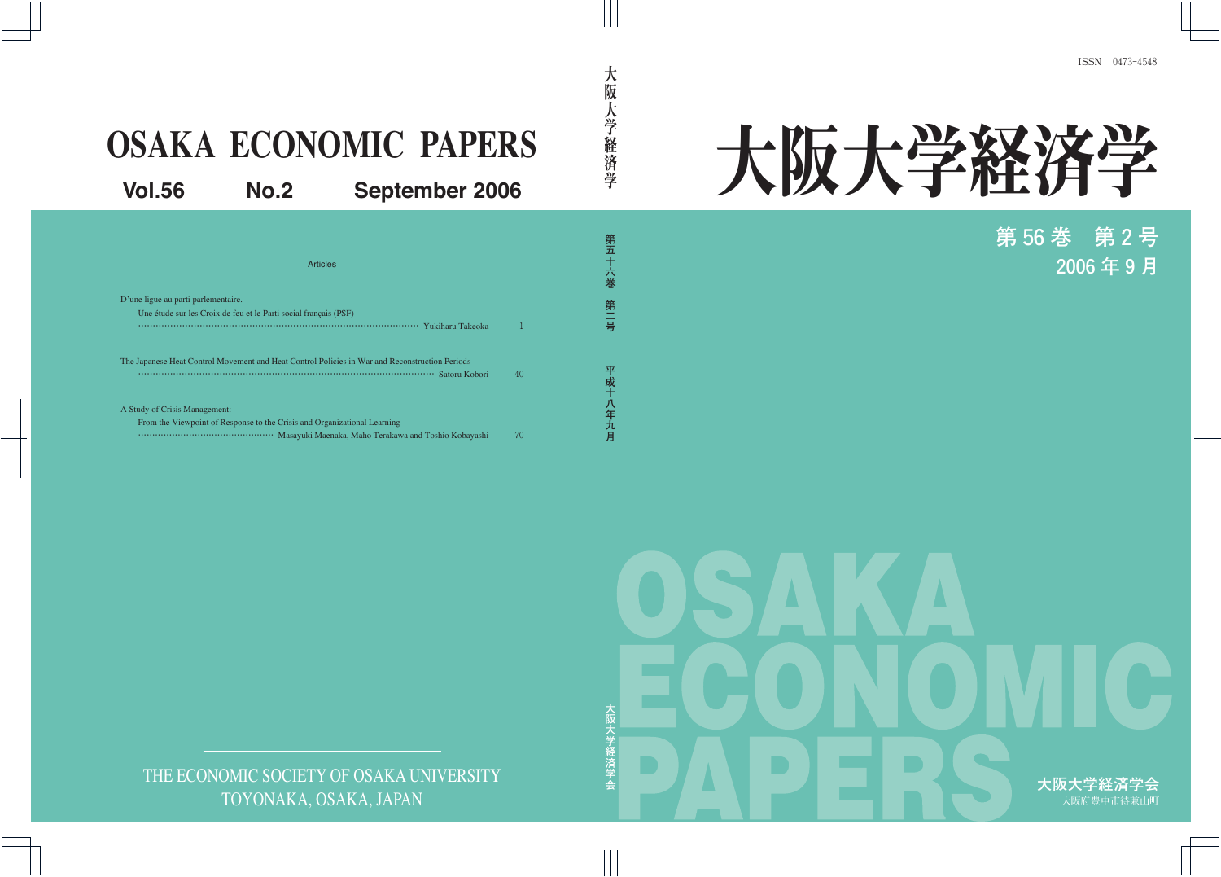ISSN 0473-4548

# OSAKA ECONOMIC PAPERS

**Vol.56 No.2 September 2006**

Articles

D'une ligue au parti parlementaire.
Une étude sur les Croix de feu et le Parti social français (PSF)
…… Yukiharu Takeoka 1

The Japanese Heat Control Movement and Heat Control Policies in War and Reconstruction Periods
…… Satoru Kobori 40

A Study of Crisis Management:
From the Viewpoint of Response to the Crisis and Organizational Learning
…… Masayuki Maenaka, Maho Terakawa and Toshio Kobayashi 70

THE ECONOMIC SOCIETY OF OSAKA UNIVERSITY
TOYONAKA, OSAKA, JAPAN

大阪大学経済学

第五十六巻 第二号 平成十八年九月

大阪大学経済学会

# 大阪大学経済学

第 56 巻 第 2 号
2006 年 9 月

OSAKA ECONOMIC PAPERS

大阪大学経済学会
大阪府豊中市待兼山町